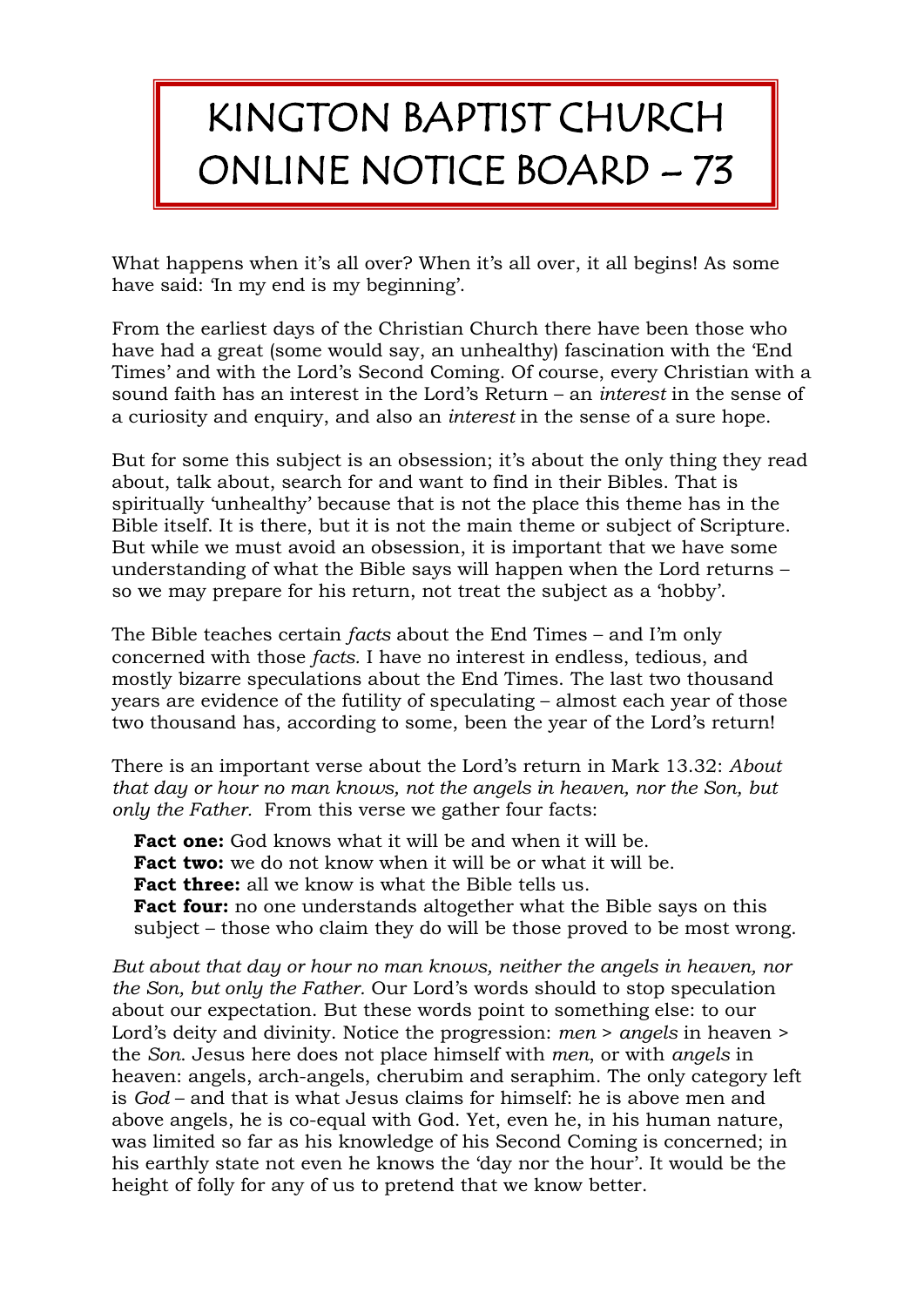# KINGTON BAPTIST CHURCH ONLINE NOTICE BOARD – 73

What happens when it's all over? When it's all over, it all begins! As some have said: 'In my end is my beginning'.

From the earliest days of the Christian Church there have been those who have had a great (some would say, an unhealthy) fascination with the 'End Times' and with the Lord's Second Coming. Of course, every Christian with a sound faith has an interest in the Lord's Return – an *interest* in the sense of a curiosity and enquiry, and also an *interest* in the sense of a sure hope.

But for some this subject is an obsession; it's about the only thing they read about, talk about, search for and want to find in their Bibles. That is spiritually 'unhealthy' because that is not the place this theme has in the Bible itself. It is there, but it is not the main theme or subject of Scripture. But while we must avoid an obsession, it is important that we have some understanding of what the Bible says will happen when the Lord returns – so we may prepare for his return, not treat the subject as a 'hobby'.

The Bible teaches certain *facts* about the End Times – and I'm only concerned with those *facts.* I have no interest in endless, tedious, and mostly bizarre speculations about the End Times. The last two thousand years are evidence of the futility of speculating – almost each year of those two thousand has, according to some, been the year of the Lord's return!

There is an important verse about the Lord's return in Mark 13.32: *About that day or hour no man knows, not the angels in heaven, nor the Son, but only the Father.* From this verse we gather four facts:

**Fact one:** God knows what it will be and when it will be.  
**Fact two:** we do not know when it will be or what it will be.  
**Fact three:** all we know is what the Bible tells us.  
**Fact four:** no one understands altogether what the Bible says on this subject – those who claim they do will be those proved to be most wrong.

*But about that day or hour no man knows, neither the angels in heaven, nor the Son, but only the Father.* Our Lord's words should to stop speculation about our expectation. But these words point to something else: to our Lord's deity and divinity. Notice the progression: *men* > *angels* in heaven > the *Son*. Jesus here does not place himself with *men*, or with *angels* in heaven: angels, arch-angels, cherubim and seraphim. The only category left is *God* – and that is what Jesus claims for himself: he is above men and above angels, he is co-equal with God. Yet, even he, in his human nature, was limited so far as his knowledge of his Second Coming is concerned; in his earthly state not even he knows the 'day nor the hour'. It would be the height of folly for any of us to pretend that we know better.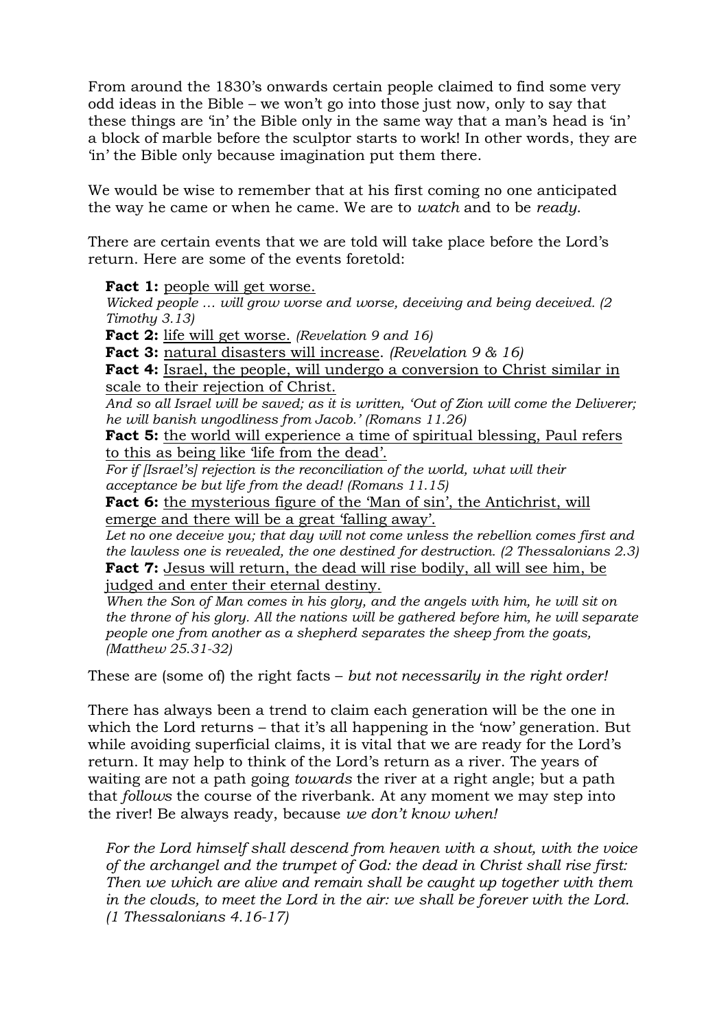From around the 1830's onwards certain people claimed to find some very odd ideas in the Bible – we won't go into those just now, only to say that these things are 'in' the Bible only in the same way that a man's head is 'in' a block of marble before the sculptor starts to work! In other words, they are 'in' the Bible only because imagination put them there.

We would be wise to remember that at his first coming no one anticipated the way he came or when he came. We are to *watch* and to be *ready*.

There are certain events that we are told will take place before the Lord's return. Here are some of the events foretold:

**Fact 1:** <u>people will get worse.</u>
*Wicked people … will grow worse and worse, deceiving and being deceived. (2 Timothy 3.13)*

**Fact 2:** <u>life will get worse.</u> *(Revelation 9 and 16)*

**Fact 3:** <u>natural disasters will increase</u>. *(Revelation 9 & 16)*

**Fact 4:** <u>Israel, the people, will undergo a conversion to Christ similar in scale to their rejection of Christ.</u>
*And so all Israel will be saved; as it is written, 'Out of Zion will come the Deliverer; he will banish ungodliness from Jacob.' (Romans 11.26)*

**Fact 5:** <u>the world will experience a time of spiritual blessing, Paul refers to this as being like 'life from the dead'.</u>
*For if [Israel's] rejection is the reconciliation of the world, what will their acceptance be but life from the dead! (Romans 11.15)*

**Fact 6:** <u>the mysterious figure of the 'Man of sin', the Antichrist, will emerge and there will be a great 'falling away'.</u>
*Let no one deceive you; that day will not come unless the rebellion comes first and the lawless one is revealed, the one destined for destruction. (2 Thessalonians 2.3)*

**Fact 7:** <u>Jesus will return, the dead will rise bodily, all will see him, be judged and enter their eternal destiny.</u>
*When the Son of Man comes in his glory, and the angels with him, he will sit on the throne of his glory. All the nations will be gathered before him, he will separate people one from another as a shepherd separates the sheep from the goats, (Matthew 25.31-32)*

These are (some of) the right facts – *but not necessarily in the right order!*

There has always been a trend to claim each generation will be the one in which the Lord returns – that it's all happening in the 'now' generation. But while avoiding superficial claims, it is vital that we are ready for the Lord's return. It may help to think of the Lord's return as a river. The years of waiting are not a path going *towards* the river at a right angle; but a path that *follows* the course of the riverbank. At any moment we may step into the river! Be always ready, because *we don't know when!*

> *For the Lord himself shall descend from heaven with a shout, with the voice of the archangel and the trumpet of God: the dead in Christ shall rise first: Then we which are alive and remain shall be caught up together with them in the clouds, to meet the Lord in the air: we shall be forever with the Lord. (1 Thessalonians 4.16-17)*